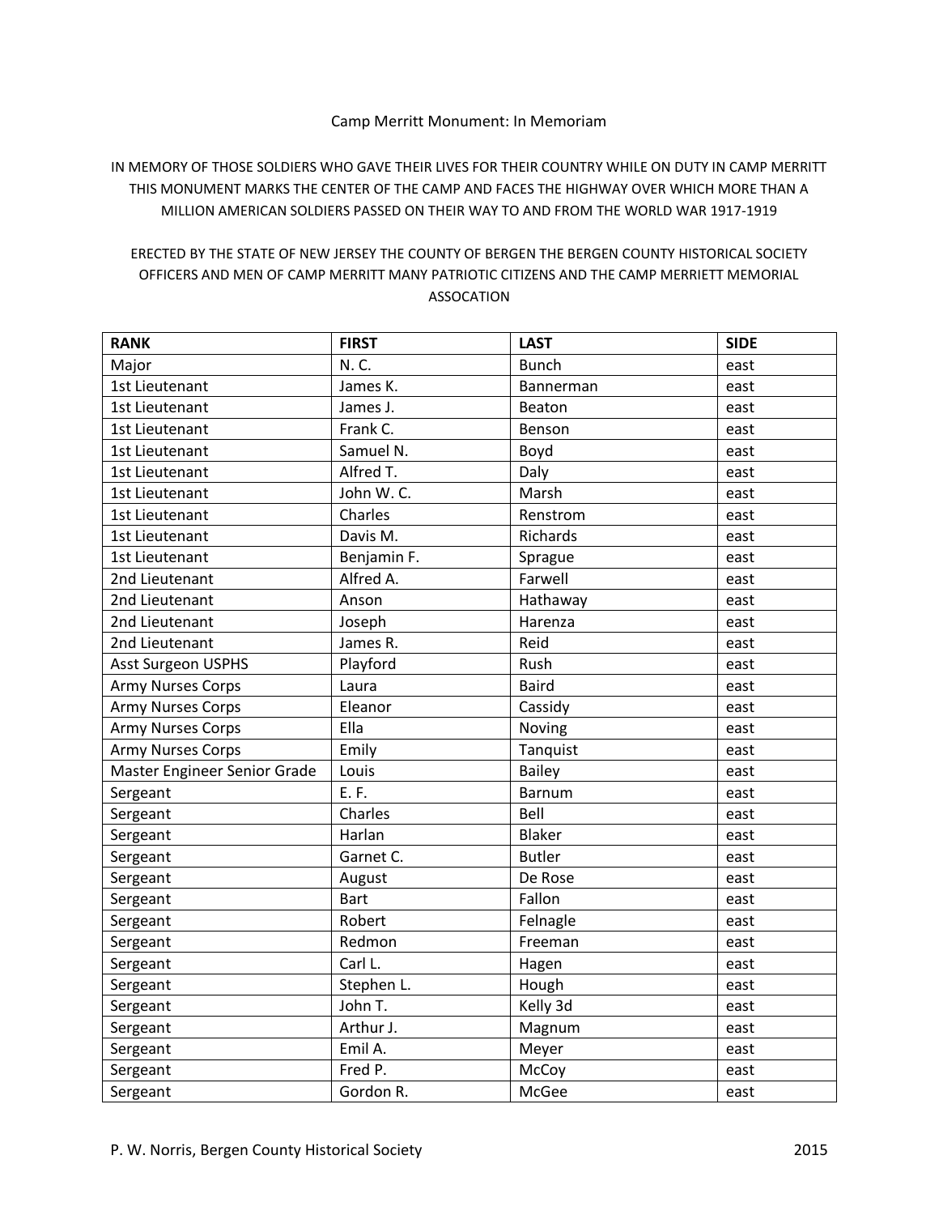# Camp Merritt Monument: In Memoriam

IN MEMORY OF THOSE SOLDIERS WHO GAVE THEIR LIVES FOR THEIR COUNTRY WHILE ON DUTY IN CAMP MERRITT THIS MONUMENT MARKS THE CENTER OF THE CAMP AND FACES THE HIGHWAY OVER WHICH MORE THAN A MILLION AMERICAN SOLDIERS PASSED ON THEIR WAY TO AND FROM THE WORLD WAR 1917-1919

ERECTED BY THE STATE OF NEW JERSEY THE COUNTY OF BERGEN THE BERGEN COUNTY HISTORICAL SOCIETY OFFICERS AND MEN OF CAMP MERRITT MANY PATRIOTIC CITIZENS AND THE CAMP MERRIETT MEMORIAL ASSOCATION

| RANK | FIRST | LAST | SIDE |
|---|---|---|---|
| Major | N. C. | Bunch | east |
| 1st Lieutenant | James K. | Bannerman | east |
| 1st Lieutenant | James J. | Beaton | east |
| 1st Lieutenant | Frank C. | Benson | east |
| 1st Lieutenant | Samuel N. | Boyd | east |
| 1st Lieutenant | Alfred T. | Daly | east |
| 1st Lieutenant | John W. C. | Marsh | east |
| 1st Lieutenant | Charles | Renstrom | east |
| 1st Lieutenant | Davis M. | Richards | east |
| 1st Lieutenant | Benjamin F. | Sprague | east |
| 2nd Lieutenant | Alfred A. | Farwell | east |
| 2nd Lieutenant | Anson | Hathaway | east |
| 2nd Lieutenant | Joseph | Harenza | east |
| 2nd Lieutenant | James R. | Reid | east |
| Asst Surgeon USPHS | Playford | Rush | east |
| Army Nurses Corps | Laura | Baird | east |
| Army Nurses Corps | Eleanor | Cassidy | east |
| Army Nurses Corps | Ella | Noving | east |
| Army Nurses Corps | Emily | Tanquist | east |
| Master Engineer Senior Grade | Louis | Bailey | east |
| Sergeant | E. F. | Barnum | east |
| Sergeant | Charles | Bell | east |
| Sergeant | Harlan | Blaker | east |
| Sergeant | Garnet C. | Butler | east |
| Sergeant | August | De Rose | east |
| Sergeant | Bart | Fallon | east |
| Sergeant | Robert | Felnagle | east |
| Sergeant | Redmon | Freeman | east |
| Sergeant | Carl L. | Hagen | east |
| Sergeant | Stephen L. | Hough | east |
| Sergeant | John T. | Kelly 3d | east |
| Sergeant | Arthur J. | Magnum | east |
| Sergeant | Emil A. | Meyer | east |
| Sergeant | Fred P. | McCoy | east |
| Sergeant | Gordon R. | McGee | east |

P. W. Norris, Bergen County Historical Society 2015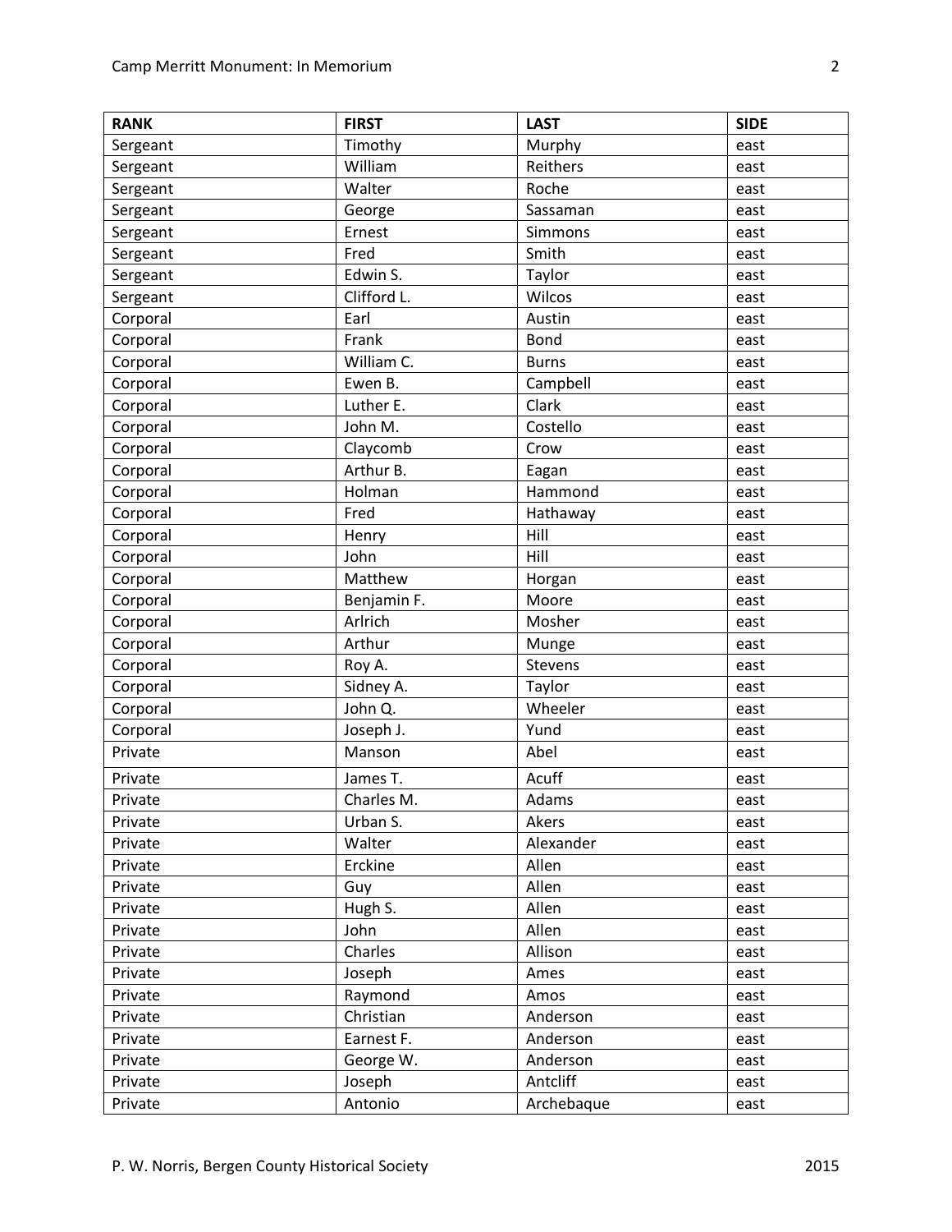| RANK | FIRST | LAST | SIDE |
| --- | --- | --- | --- |
| Sergeant | Timothy | Murphy | east |
| Sergeant | William | Reithers | east |
| Sergeant | Walter | Roche | east |
| Sergeant | George | Sassaman | east |
| Sergeant | Ernest | Simmons | east |
| Sergeant | Fred | Smith | east |
| Sergeant | Edwin S. | Taylor | east |
| Sergeant | Clifford L. | Wilcos | east |
| Corporal | Earl | Austin | east |
| Corporal | Frank | Bond | east |
| Corporal | William C. | Burns | east |
| Corporal | Ewen B. | Campbell | east |
| Corporal | Luther E. | Clark | east |
| Corporal | John M. | Costello | east |
| Corporal | Claycomb | Crow | east |
| Corporal | Arthur B. | Eagan | east |
| Corporal | Holman | Hammond | east |
| Corporal | Fred | Hathaway | east |
| Corporal | Henry | Hill | east |
| Corporal | John | Hill | east |
| Corporal | Matthew | Horgan | east |
| Corporal | Benjamin F. | Moore | east |
| Corporal | Arlrich | Mosher | east |
| Corporal | Arthur | Munge | east |
| Corporal | Roy A. | Stevens | east |
| Corporal | Sidney A. | Taylor | east |
| Corporal | John Q. | Wheeler | east |
| Corporal | Joseph J. | Yund | east |
| Private | Manson | Abel | east |
| Private | James T. | Acuff | east |
| Private | Charles M. | Adams | east |
| Private | Urban S. | Akers | east |
| Private | Walter | Alexander | east |
| Private | Erckine | Allen | east |
| Private | Guy | Allen | east |
| Private | Hugh S. | Allen | east |
| Private | John | Allen | east |
| Private | Charles | Allison | east |
| Private | Joseph | Ames | east |
| Private | Raymond | Amos | east |
| Private | Christian | Anderson | east |
| Private | Earnest F. | Anderson | east |
| Private | George W. | Anderson | east |
| Private | Joseph | Antcliff | east |
| Private | Antonio | Archebaque | east |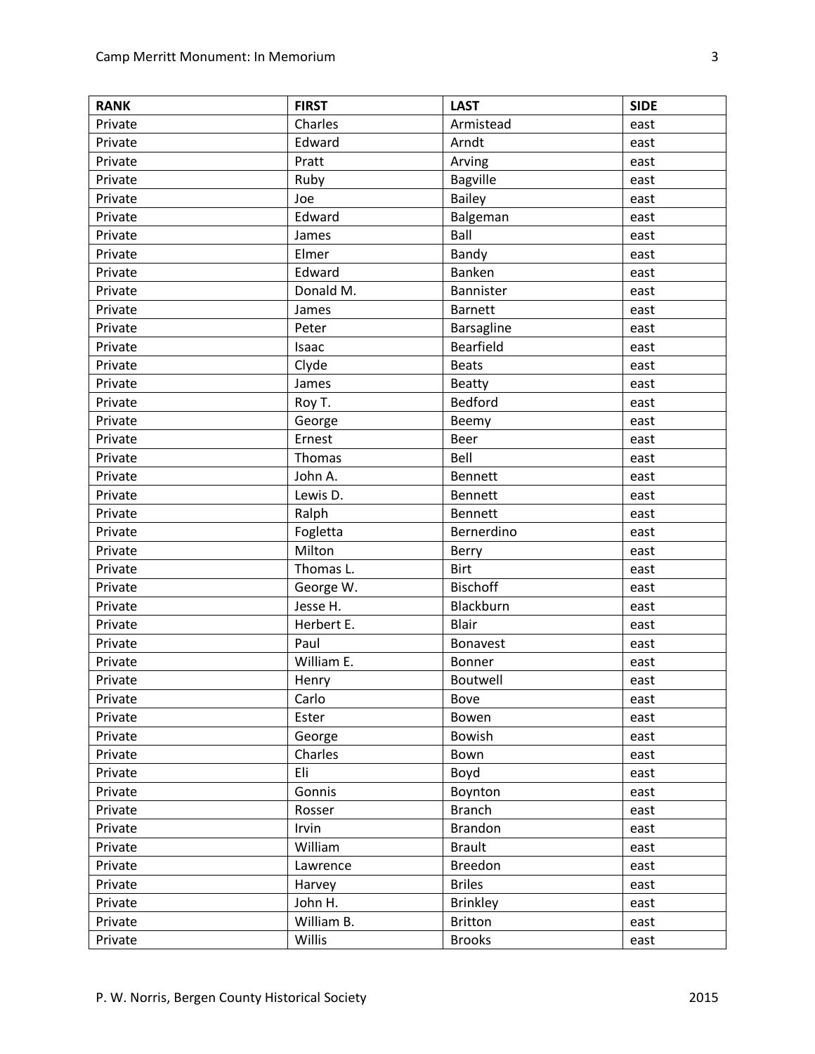| RANK | FIRST | LAST | SIDE |
|---|---|---|---|
| Private | Charles | Armistead | east |
| Private | Edward | Arndt | east |
| Private | Pratt | Arving | east |
| Private | Ruby | Bagville | east |
| Private | Joe | Bailey | east |
| Private | Edward | Balgeman | east |
| Private | James | Ball | east |
| Private | Elmer | Bandy | east |
| Private | Edward | Banken | east |
| Private | Donald M. | Bannister | east |
| Private | James | Barnett | east |
| Private | Peter | Barsagline | east |
| Private | Isaac | Bearfield | east |
| Private | Clyde | Beats | east |
| Private | James | Beatty | east |
| Private | Roy T. | Bedford | east |
| Private | George | Beemy | east |
| Private | Ernest | Beer | east |
| Private | Thomas | Bell | east |
| Private | John A. | Bennett | east |
| Private | Lewis D. | Bennett | east |
| Private | Ralph | Bennett | east |
| Private | Fogletta | Bernerdino | east |
| Private | Milton | Berry | east |
| Private | Thomas L. | Birt | east |
| Private | George W. | Bischoff | east |
| Private | Jesse H. | Blackburn | east |
| Private | Herbert E. | Blair | east |
| Private | Paul | Bonavest | east |
| Private | William E. | Bonner | east |
| Private | Henry | Boutwell | east |
| Private | Carlo | Bove | east |
| Private | Ester | Bowen | east |
| Private | George | Bowish | east |
| Private | Charles | Bown | east |
| Private | Eli | Boyd | east |
| Private | Gonnis | Boynton | east |
| Private | Rosser | Branch | east |
| Private | Irvin | Brandon | east |
| Private | William | Brault | east |
| Private | Lawrence | Breedon | east |
| Private | Harvey | Briles | east |
| Private | John H. | Brinkley | east |
| Private | William B. | Britton | east |
| Private | Willis | Brooks | east |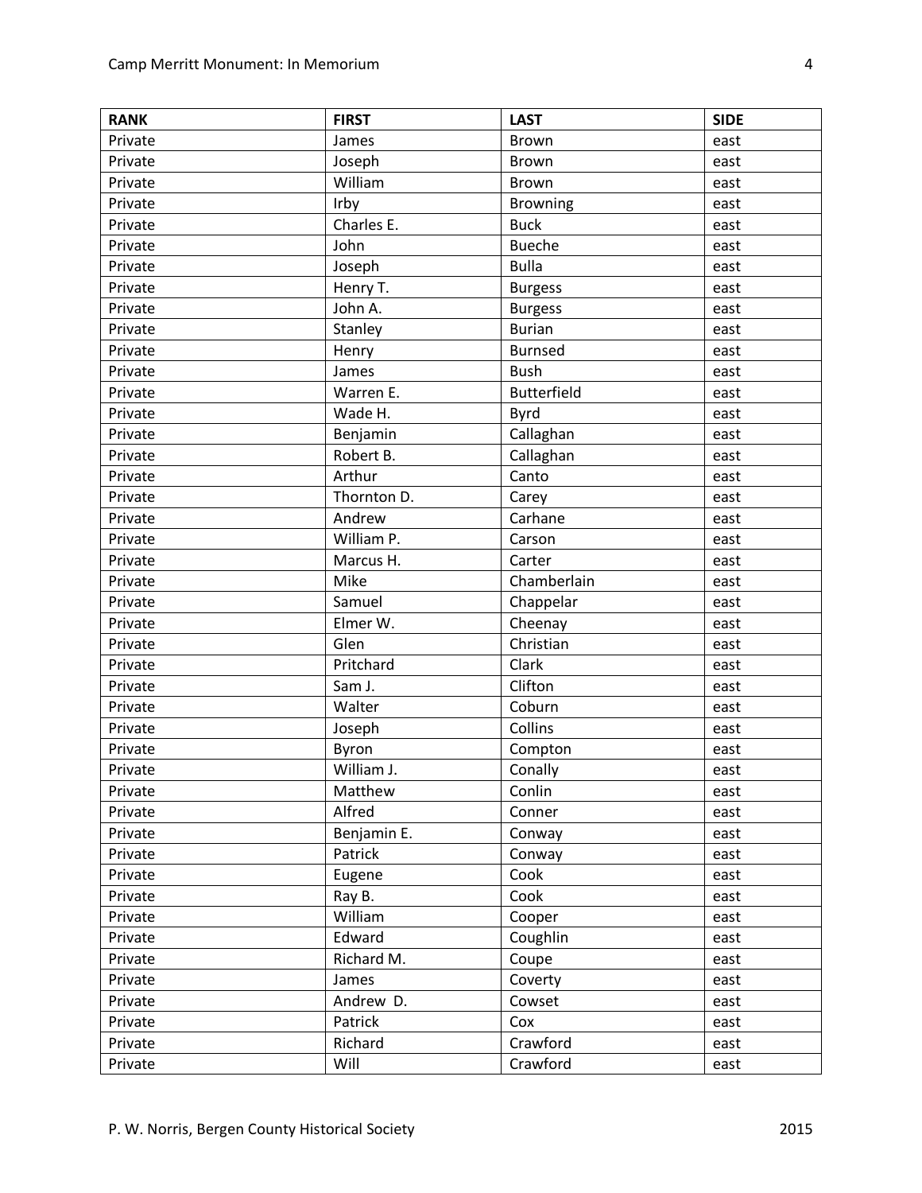| RANK | FIRST | LAST | SIDE |
|---|---|---|---|
| Private | James | Brown | east |
| Private | Joseph | Brown | east |
| Private | William | Brown | east |
| Private | Irby | Browning | east |
| Private | Charles E. | Buck | east |
| Private | John | Bueche | east |
| Private | Joseph | Bulla | east |
| Private | Henry T. | Burgess | east |
| Private | John A. | Burgess | east |
| Private | Stanley | Burian | east |
| Private | Henry | Burnsed | east |
| Private | James | Bush | east |
| Private | Warren E. | Butterfield | east |
| Private | Wade H. | Byrd | east |
| Private | Benjamin | Callaghan | east |
| Private | Robert B. | Callaghan | east |
| Private | Arthur | Canto | east |
| Private | Thornton D. | Carey | east |
| Private | Andrew | Carhane | east |
| Private | William P. | Carson | east |
| Private | Marcus H. | Carter | east |
| Private | Mike | Chamberlain | east |
| Private | Samuel | Chappelar | east |
| Private | Elmer W. | Cheenay | east |
| Private | Glen | Christian | east |
| Private | Pritchard | Clark | east |
| Private | Sam J. | Clifton | east |
| Private | Walter | Coburn | east |
| Private | Joseph | Collins | east |
| Private | Byron | Compton | east |
| Private | William J. | Conally | east |
| Private | Matthew | Conlin | east |
| Private | Alfred | Conner | east |
| Private | Benjamin E. | Conway | east |
| Private | Patrick | Conway | east |
| Private | Eugene | Cook | east |
| Private | Ray B. | Cook | east |
| Private | William | Cooper | east |
| Private | Edward | Coughlin | east |
| Private | Richard M. | Coupe | east |
| Private | James | Coverty | east |
| Private | Andrew D. | Cowset | east |
| Private | Patrick | Cox | east |
| Private | Richard | Crawford | east |
| Private | Will | Crawford | east |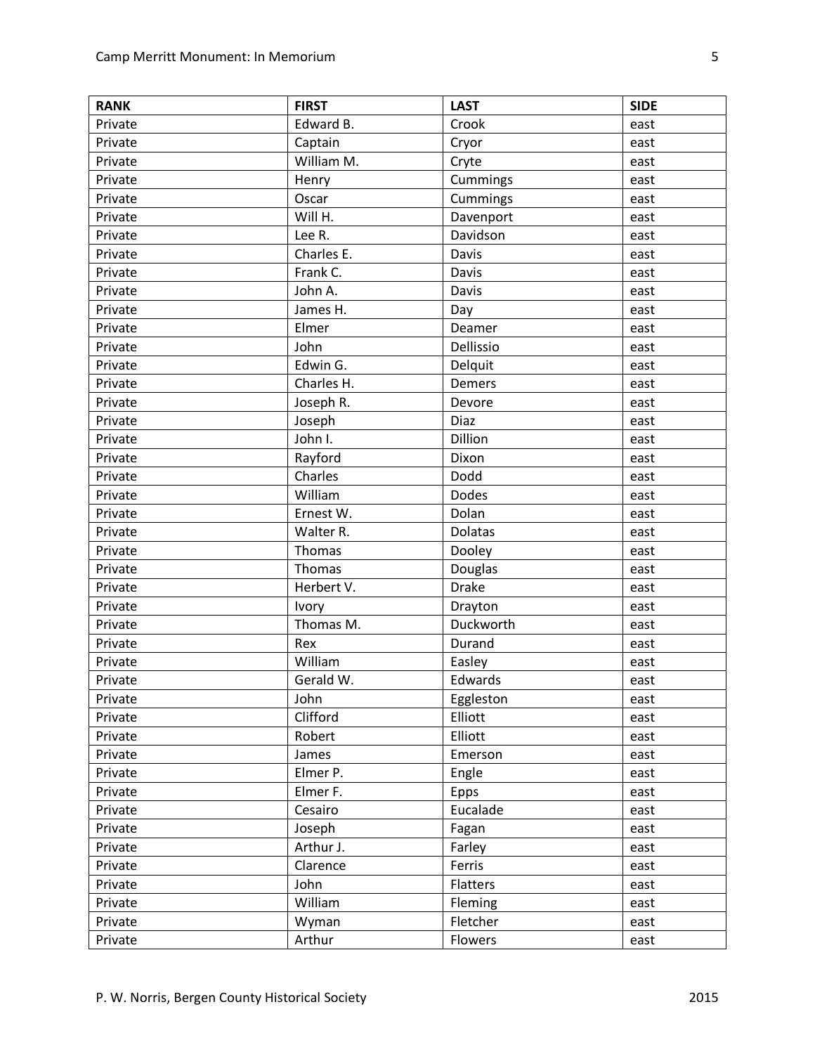| RANK | FIRST | LAST | SIDE |
|---|---|---|---|
| Private | Edward B. | Crook | east |
| Private | Captain | Cryor | east |
| Private | William M. | Cryte | east |
| Private | Henry | Cummings | east |
| Private | Oscar | Cummings | east |
| Private | Will H. | Davenport | east |
| Private | Lee R. | Davidson | east |
| Private | Charles E. | Davis | east |
| Private | Frank C. | Davis | east |
| Private | John A. | Davis | east |
| Private | James H. | Day | east |
| Private | Elmer | Deamer | east |
| Private | John | Dellissio | east |
| Private | Edwin G. | Delquit | east |
| Private | Charles H. | Demers | east |
| Private | Joseph R. | Devore | east |
| Private | Joseph | Diaz | east |
| Private | John I. | Dillion | east |
| Private | Rayford | Dixon | east |
| Private | Charles | Dodd | east |
| Private | William | Dodes | east |
| Private | Ernest W. | Dolan | east |
| Private | Walter R. | Dolatas | east |
| Private | Thomas | Dooley | east |
| Private | Thomas | Douglas | east |
| Private | Herbert V. | Drake | east |
| Private | Ivory | Drayton | east |
| Private | Thomas M. | Duckworth | east |
| Private | Rex | Durand | east |
| Private | William | Easley | east |
| Private | Gerald W. | Edwards | east |
| Private | John | Eggleston | east |
| Private | Clifford | Elliott | east |
| Private | Robert | Elliott | east |
| Private | James | Emerson | east |
| Private | Elmer P. | Engle | east |
| Private | Elmer F. | Epps | east |
| Private | Cesairo | Eucalade | east |
| Private | Joseph | Fagan | east |
| Private | Arthur J. | Farley | east |
| Private | Clarence | Ferris | east |
| Private | John | Flatters | east |
| Private | William | Fleming | east |
| Private | Wyman | Fletcher | east |
| Private | Arthur | Flowers | east |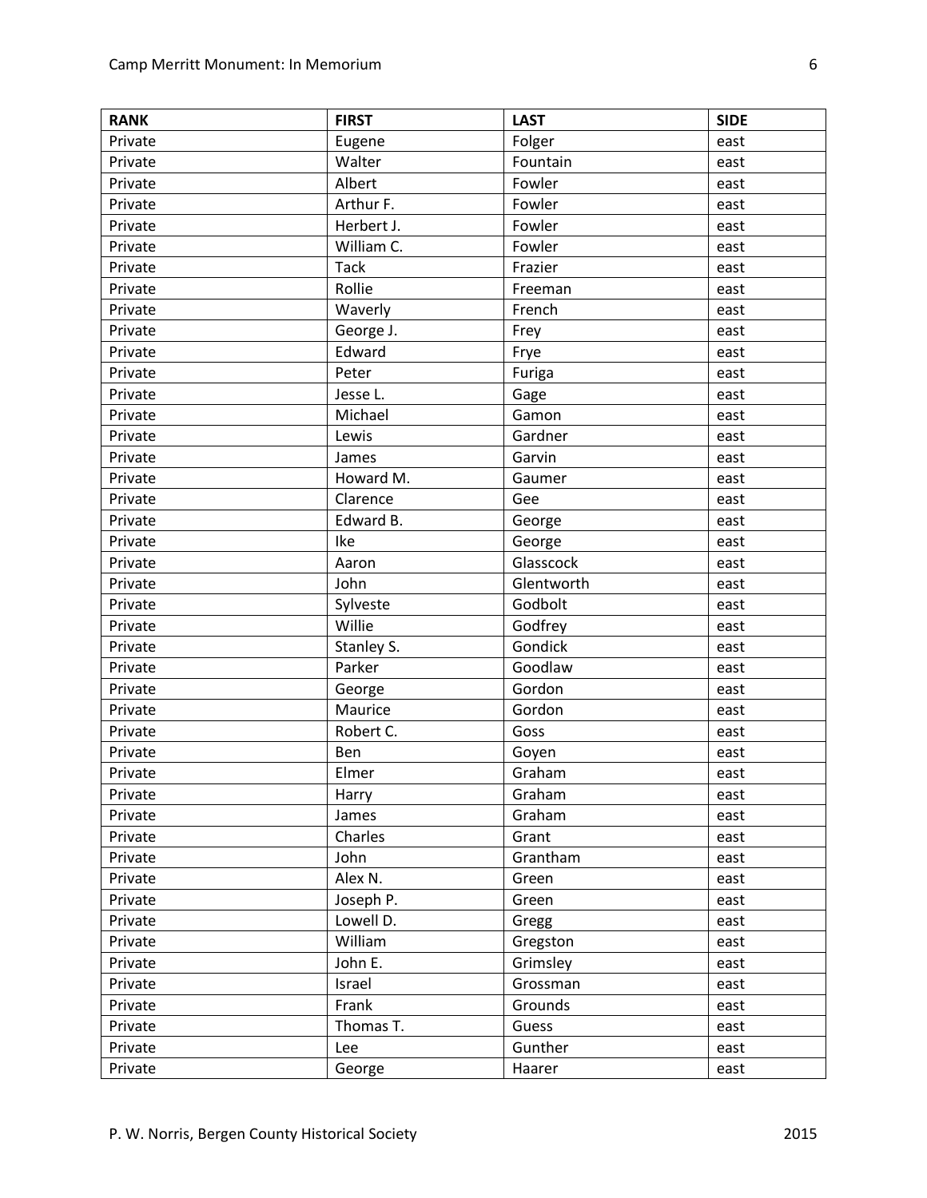| RANK | FIRST | LAST | SIDE |
| --- | --- | --- | --- |
| Private | Eugene | Folger | east |
| Private | Walter | Fountain | east |
| Private | Albert | Fowler | east |
| Private | Arthur F. | Fowler | east |
| Private | Herbert J. | Fowler | east |
| Private | William C. | Fowler | east |
| Private | Tack | Frazier | east |
| Private | Rollie | Freeman | east |
| Private | Waverly | French | east |
| Private | George J. | Frey | east |
| Private | Edward | Frye | east |
| Private | Peter | Furiga | east |
| Private | Jesse L. | Gage | east |
| Private | Michael | Gamon | east |
| Private | Lewis | Gardner | east |
| Private | James | Garvin | east |
| Private | Howard M. | Gaumer | east |
| Private | Clarence | Gee | east |
| Private | Edward B. | George | east |
| Private | Ike | George | east |
| Private | Aaron | Glasscock | east |
| Private | John | Glentworth | east |
| Private | Sylveste | Godbolt | east |
| Private | Willie | Godfrey | east |
| Private | Stanley S. | Gondick | east |
| Private | Parker | Goodlaw | east |
| Private | George | Gordon | east |
| Private | Maurice | Gordon | east |
| Private | Robert C. | Goss | east |
| Private | Ben | Goyen | east |
| Private | Elmer | Graham | east |
| Private | Harry | Graham | east |
| Private | James | Graham | east |
| Private | Charles | Grant | east |
| Private | John | Grantham | east |
| Private | Alex N. | Green | east |
| Private | Joseph P. | Green | east |
| Private | Lowell D. | Gregg | east |
| Private | William | Gregston | east |
| Private | John E. | Grimsley | east |
| Private | Israel | Grossman | east |
| Private | Frank | Grounds | east |
| Private | Thomas T. | Guess | east |
| Private | Lee | Gunther | east |
| Private | George | Haarer | east |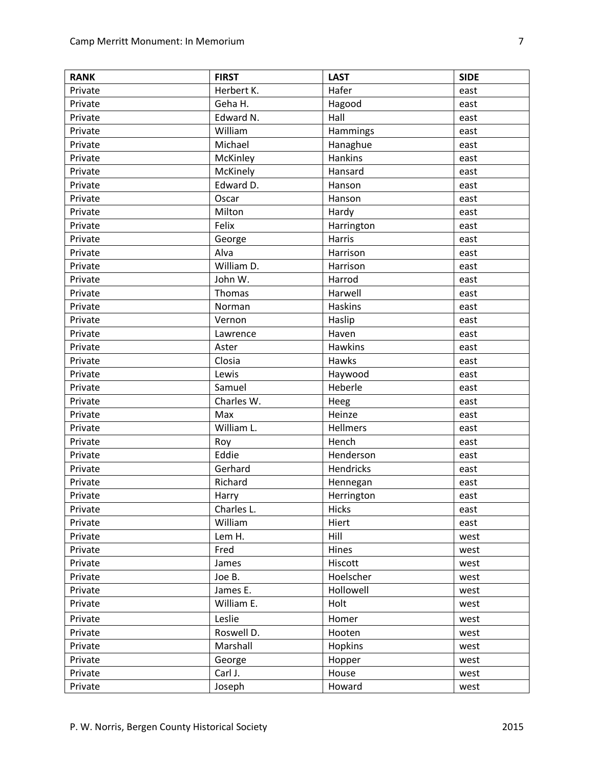| RANK | FIRST | LAST | SIDE |
| --- | --- | --- | --- |
| Private | Herbert K. | Hafer | east |
| Private | Geha H. | Hagood | east |
| Private | Edward N. | Hall | east |
| Private | William | Hammings | east |
| Private | Michael | Hanaghue | east |
| Private | McKinley | Hankins | east |
| Private | McKinely | Hansard | east |
| Private | Edward D. | Hanson | east |
| Private | Oscar | Hanson | east |
| Private | Milton | Hardy | east |
| Private | Felix | Harrington | east |
| Private | George | Harris | east |
| Private | Alva | Harrison | east |
| Private | William D. | Harrison | east |
| Private | John W. | Harrod | east |
| Private | Thomas | Harwell | east |
| Private | Norman | Haskins | east |
| Private | Vernon | Haslip | east |
| Private | Lawrence | Haven | east |
| Private | Aster | Hawkins | east |
| Private | Closia | Hawks | east |
| Private | Lewis | Haywood | east |
| Private | Samuel | Heberle | east |
| Private | Charles W. | Heeg | east |
| Private | Max | Heinze | east |
| Private | William L. | Hellmers | east |
| Private | Roy | Hench | east |
| Private | Eddie | Henderson | east |
| Private | Gerhard | Hendricks | east |
| Private | Richard | Hennegan | east |
| Private | Harry | Herrington | east |
| Private | Charles L. | Hicks | east |
| Private | William | Hiert | east |
| Private | Lem H. | Hill | west |
| Private | Fred | Hines | west |
| Private | James | Hiscott | west |
| Private | Joe B. | Hoelscher | west |
| Private | James E. | Hollowell | west |
| Private | William E. | Holt | west |
| Private | Leslie | Homer | west |
| Private | Roswell D. | Hooten | west |
| Private | Marshall | Hopkins | west |
| Private | George | Hopper | west |
| Private | Carl J. | House | west |
| Private | Joseph | Howard | west |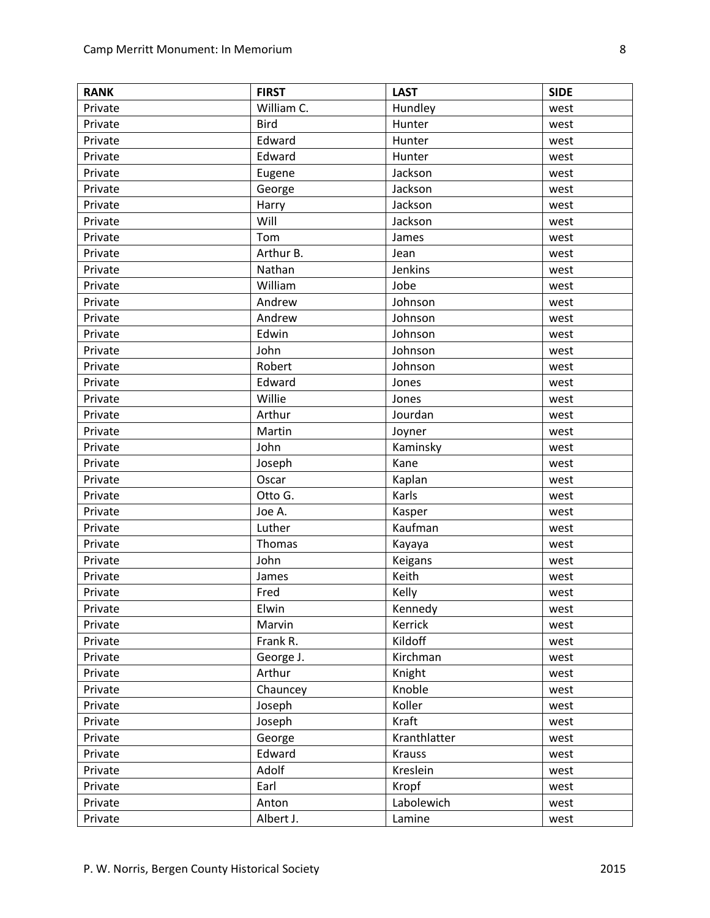| RANK | FIRST | LAST | SIDE |
| --- | --- | --- | --- |
| Private | William C. | Hundley | west |
| Private | Bird | Hunter | west |
| Private | Edward | Hunter | west |
| Private | Edward | Hunter | west |
| Private | Eugene | Jackson | west |
| Private | George | Jackson | west |
| Private | Harry | Jackson | west |
| Private | Will | Jackson | west |
| Private | Tom | James | west |
| Private | Arthur B. | Jean | west |
| Private | Nathan | Jenkins | west |
| Private | William | Jobe | west |
| Private | Andrew | Johnson | west |
| Private | Andrew | Johnson | west |
| Private | Edwin | Johnson | west |
| Private | John | Johnson | west |
| Private | Robert | Johnson | west |
| Private | Edward | Jones | west |
| Private | Willie | Jones | west |
| Private | Arthur | Jourdan | west |
| Private | Martin | Joyner | west |
| Private | John | Kaminsky | west |
| Private | Joseph | Kane | west |
| Private | Oscar | Kaplan | west |
| Private | Otto G. | Karls | west |
| Private | Joe A. | Kasper | west |
| Private | Luther | Kaufman | west |
| Private | Thomas | Kayaya | west |
| Private | John | Keigans | west |
| Private | James | Keith | west |
| Private | Fred | Kelly | west |
| Private | Elwin | Kennedy | west |
| Private | Marvin | Kerrick | west |
| Private | Frank R. | Kildoff | west |
| Private | George J. | Kirchman | west |
| Private | Arthur | Knight | west |
| Private | Chauncey | Knoble | west |
| Private | Joseph | Koller | west |
| Private | Joseph | Kraft | west |
| Private | George | Kranthlatter | west |
| Private | Edward | Krauss | west |
| Private | Adolf | Kreslein | west |
| Private | Earl | Kropf | west |
| Private | Anton | Labolewich | west |
| Private | Albert J. | Lamine | west |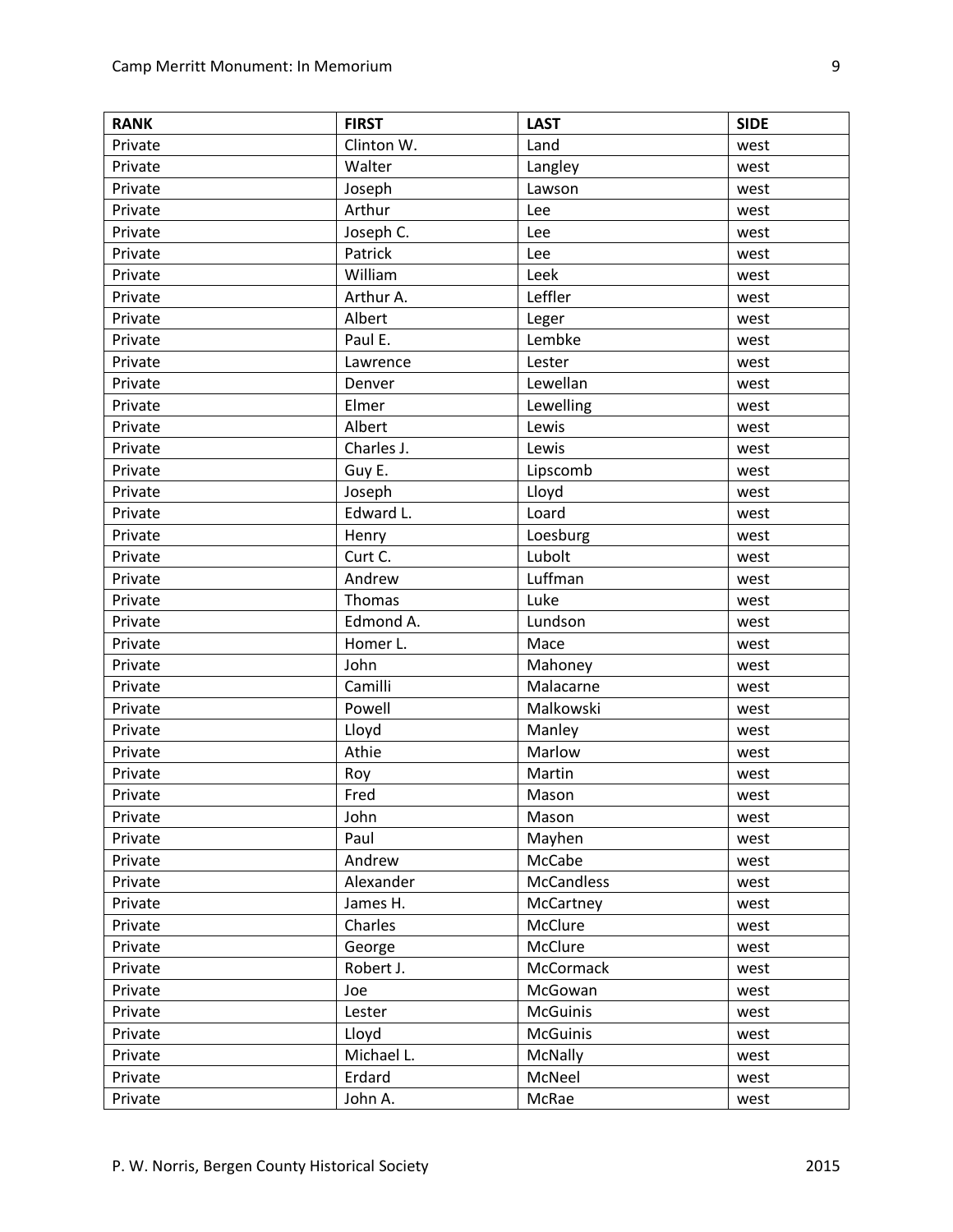| RANK | FIRST | LAST | SIDE |
|---|---|---|---|
| Private | Clinton W. | Land | west |
| Private | Walter | Langley | west |
| Private | Joseph | Lawson | west |
| Private | Arthur | Lee | west |
| Private | Joseph C. | Lee | west |
| Private | Patrick | Lee | west |
| Private | William | Leek | west |
| Private | Arthur A. | Leffler | west |
| Private | Albert | Leger | west |
| Private | Paul E. | Lembke | west |
| Private | Lawrence | Lester | west |
| Private | Denver | Lewellan | west |
| Private | Elmer | Lewelling | west |
| Private | Albert | Lewis | west |
| Private | Charles J. | Lewis | west |
| Private | Guy E. | Lipscomb | west |
| Private | Joseph | Lloyd | west |
| Private | Edward L. | Loard | west |
| Private | Henry | Loesburg | west |
| Private | Curt C. | Lubolt | west |
| Private | Andrew | Luffman | west |
| Private | Thomas | Luke | west |
| Private | Edmond A. | Lundson | west |
| Private | Homer L. | Mace | west |
| Private | John | Mahoney | west |
| Private | Camilli | Malacarne | west |
| Private | Powell | Malkowski | west |
| Private | Lloyd | Manley | west |
| Private | Athie | Marlow | west |
| Private | Roy | Martin | west |
| Private | Fred | Mason | west |
| Private | John | Mason | west |
| Private | Paul | Mayhen | west |
| Private | Andrew | McCabe | west |
| Private | Alexander | McCandless | west |
| Private | James H. | McCartney | west |
| Private | Charles | McClure | west |
| Private | George | McClure | west |
| Private | Robert J. | McCormack | west |
| Private | Joe | McGowan | west |
| Private | Lester | McGuinis | west |
| Private | Lloyd | McGuinis | west |
| Private | Michael L. | McNally | west |
| Private | Erdard | McNeel | west |
| Private | John A. | McRae | west |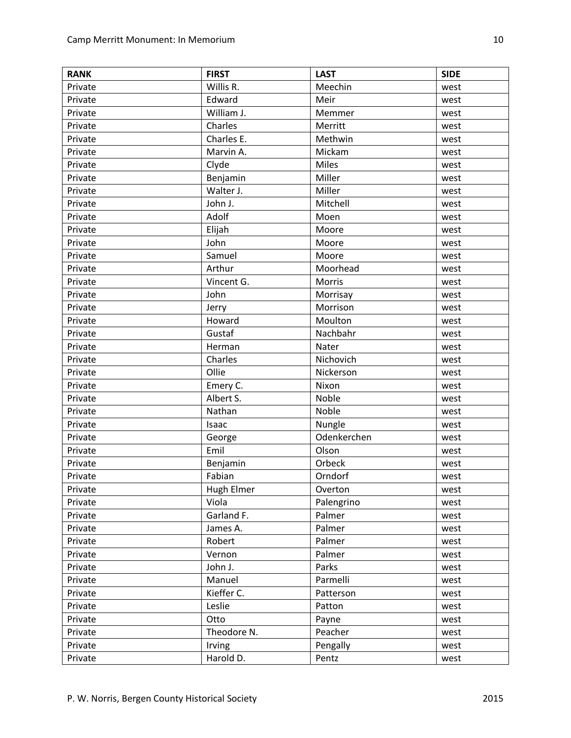| RANK | FIRST | LAST | SIDE |
|---|---|---|---|
| Private | Willis R. | Meechin | west |
| Private | Edward | Meir | west |
| Private | William J. | Memmer | west |
| Private | Charles | Merritt | west |
| Private | Charles E. | Methwin | west |
| Private | Marvin A. | Mickam | west |
| Private | Clyde | Miles | west |
| Private | Benjamin | Miller | west |
| Private | Walter J. | Miller | west |
| Private | John J. | Mitchell | west |
| Private | Adolf | Moen | west |
| Private | Elijah | Moore | west |
| Private | John | Moore | west |
| Private | Samuel | Moore | west |
| Private | Arthur | Moorhead | west |
| Private | Vincent G. | Morris | west |
| Private | John | Morrisay | west |
| Private | Jerry | Morrison | west |
| Private | Howard | Moulton | west |
| Private | Gustaf | Nachbahr | west |
| Private | Herman | Nater | west |
| Private | Charles | Nichovich | west |
| Private | Ollie | Nickerson | west |
| Private | Emery C. | Nixon | west |
| Private | Albert S. | Noble | west |
| Private | Nathan | Noble | west |
| Private | Isaac | Nungle | west |
| Private | George | Odenkerchen | west |
| Private | Emil | Olson | west |
| Private | Benjamin | Orbeck | west |
| Private | Fabian | Orndorf | west |
| Private | Hugh Elmer | Overton | west |
| Private | Viola | Palengrino | west |
| Private | Garland F. | Palmer | west |
| Private | James A. | Palmer | west |
| Private | Robert | Palmer | west |
| Private | Vernon | Palmer | west |
| Private | John J. | Parks | west |
| Private | Manuel | Parmelli | west |
| Private | Kieffer C. | Patterson | west |
| Private | Leslie | Patton | west |
| Private | Otto | Payne | west |
| Private | Theodore N. | Peacher | west |
| Private | Irving | Pengally | west |
| Private | Harold D. | Pentz | west |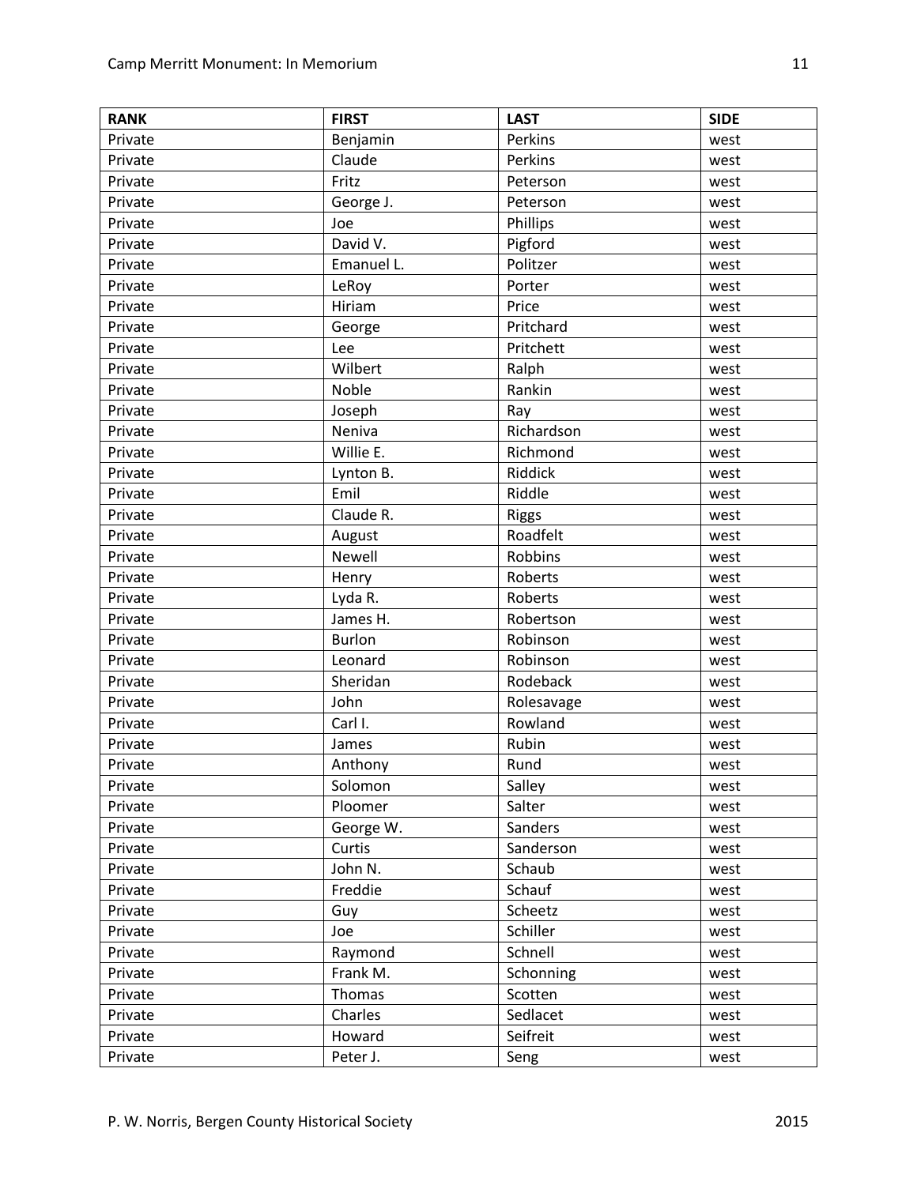| RANK | FIRST | LAST | SIDE |
| --- | --- | --- | --- |
| Private | Benjamin | Perkins | west |
| Private | Claude | Perkins | west |
| Private | Fritz | Peterson | west |
| Private | George J. | Peterson | west |
| Private | Joe | Phillips | west |
| Private | David V. | Pigford | west |
| Private | Emanuel L. | Politzer | west |
| Private | LeRoy | Porter | west |
| Private | Hiriam | Price | west |
| Private | George | Pritchard | west |
| Private | Lee | Pritchett | west |
| Private | Wilbert | Ralph | west |
| Private | Noble | Rankin | west |
| Private | Joseph | Ray | west |
| Private | Neniva | Richardson | west |
| Private | Willie E. | Richmond | west |
| Private | Lynton B. | Riddick | west |
| Private | Emil | Riddle | west |
| Private | Claude R. | Riggs | west |
| Private | August | Roadfelt | west |
| Private | Newell | Robbins | west |
| Private | Henry | Roberts | west |
| Private | Lyda R. | Roberts | west |
| Private | James H. | Robertson | west |
| Private | Burlon | Robinson | west |
| Private | Leonard | Robinson | west |
| Private | Sheridan | Rodeback | west |
| Private | John | Rolesavage | west |
| Private | Carl I. | Rowland | west |
| Private | James | Rubin | west |
| Private | Anthony | Rund | west |
| Private | Solomon | Salley | west |
| Private | Ploomer | Salter | west |
| Private | George W. | Sanders | west |
| Private | Curtis | Sanderson | west |
| Private | John N. | Schaub | west |
| Private | Freddie | Schauf | west |
| Private | Guy | Scheetz | west |
| Private | Joe | Schiller | west |
| Private | Raymond | Schnell | west |
| Private | Frank M. | Schonning | west |
| Private | Thomas | Scotten | west |
| Private | Charles | Sedlacet | west |
| Private | Howard | Seifreit | west |
| Private | Peter J. | Seng | west |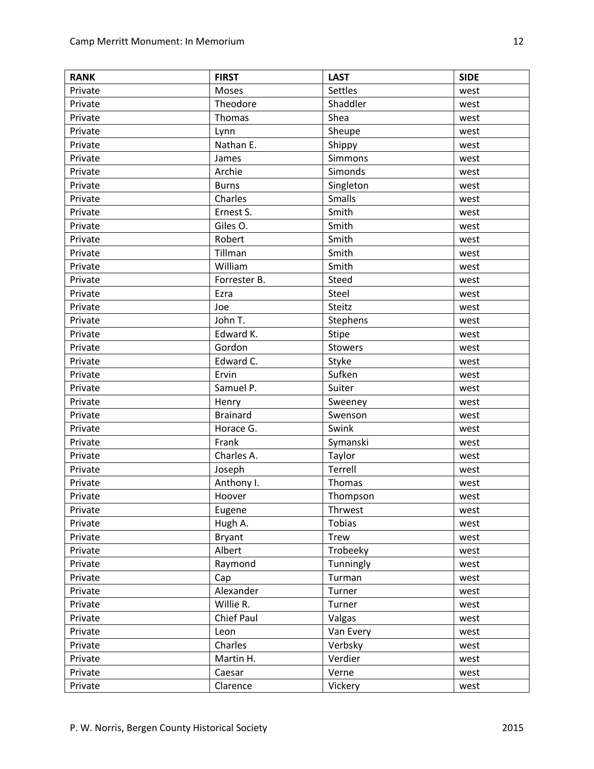| RANK | FIRST | LAST | SIDE |
|---|---|---|---|
| Private | Moses | Settles | west |
| Private | Theodore | Shaddler | west |
| Private | Thomas | Shea | west |
| Private | Lynn | Sheupe | west |
| Private | Nathan E. | Shippy | west |
| Private | James | Simmons | west |
| Private | Archie | Simonds | west |
| Private | Burns | Singleton | west |
| Private | Charles | Smalls | west |
| Private | Ernest S. | Smith | west |
| Private | Giles O. | Smith | west |
| Private | Robert | Smith | west |
| Private | Tillman | Smith | west |
| Private | William | Smith | west |
| Private | Forrester B. | Steed | west |
| Private | Ezra | Steel | west |
| Private | Joe | Steitz | west |
| Private | John T. | Stephens | west |
| Private | Edward K. | Stipe | west |
| Private | Gordon | Stowers | west |
| Private | Edward C. | Styke | west |
| Private | Ervin | Sufken | west |
| Private | Samuel P. | Suiter | west |
| Private | Henry | Sweeney | west |
| Private | Brainard | Swenson | west |
| Private | Horace G. | Swink | west |
| Private | Frank | Symanski | west |
| Private | Charles A. | Taylor | west |
| Private | Joseph | Terrell | west |
| Private | Anthony I. | Thomas | west |
| Private | Hoover | Thompson | west |
| Private | Eugene | Thrwest | west |
| Private | Hugh A. | Tobias | west |
| Private | Bryant | Trew | west |
| Private | Albert | Trobeeky | west |
| Private | Raymond | Tunningly | west |
| Private | Cap | Turman | west |
| Private | Alexander | Turner | west |
| Private | Willie R. | Turner | west |
| Private | Chief Paul | Valgas | west |
| Private | Leon | Van Every | west |
| Private | Charles | Verbsky | west |
| Private | Martin H. | Verdier | west |
| Private | Caesar | Verne | west |
| Private | Clarence | Vickery | west |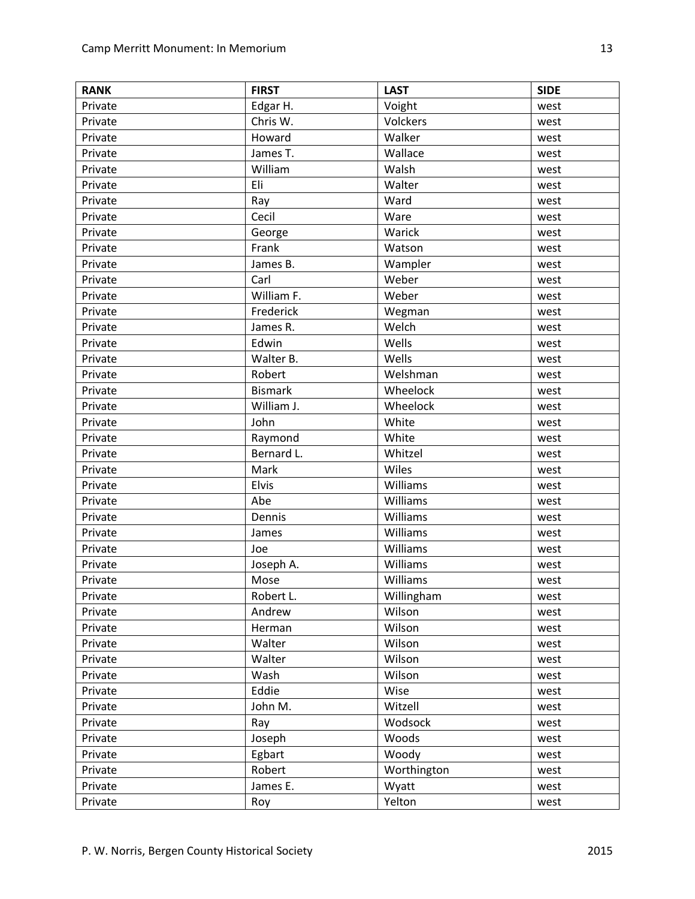| RANK | FIRST | LAST | SIDE |
| --- | --- | --- | --- |
| Private | Edgar H. | Voight | west |
| Private | Chris W. | Volckers | west |
| Private | Howard | Walker | west |
| Private | James T. | Wallace | west |
| Private | William | Walsh | west |
| Private | Eli | Walter | west |
| Private | Ray | Ward | west |
| Private | Cecil | Ware | west |
| Private | George | Warick | west |
| Private | Frank | Watson | west |
| Private | James B. | Wampler | west |
| Private | Carl | Weber | west |
| Private | William F. | Weber | west |
| Private | Frederick | Wegman | west |
| Private | James R. | Welch | west |
| Private | Edwin | Wells | west |
| Private | Walter B. | Wells | west |
| Private | Robert | Welshman | west |
| Private | Bismark | Wheelock | west |
| Private | William J. | Wheelock | west |
| Private | John | White | west |
| Private | Raymond | White | west |
| Private | Bernard L. | Whitzel | west |
| Private | Mark | Wiles | west |
| Private | Elvis | Williams | west |
| Private | Abe | Williams | west |
| Private | Dennis | Williams | west |
| Private | James | Williams | west |
| Private | Joe | Williams | west |
| Private | Joseph A. | Williams | west |
| Private | Mose | Williams | west |
| Private | Robert L. | Willingham | west |
| Private | Andrew | Wilson | west |
| Private | Herman | Wilson | west |
| Private | Walter | Wilson | west |
| Private | Walter | Wilson | west |
| Private | Wash | Wilson | west |
| Private | Eddie | Wise | west |
| Private | John M. | Witzell | west |
| Private | Ray | Wodsock | west |
| Private | Joseph | Woods | west |
| Private | Egbart | Woody | west |
| Private | Robert | Worthington | west |
| Private | James E. | Wyatt | west |
| Private | Roy | Yelton | west |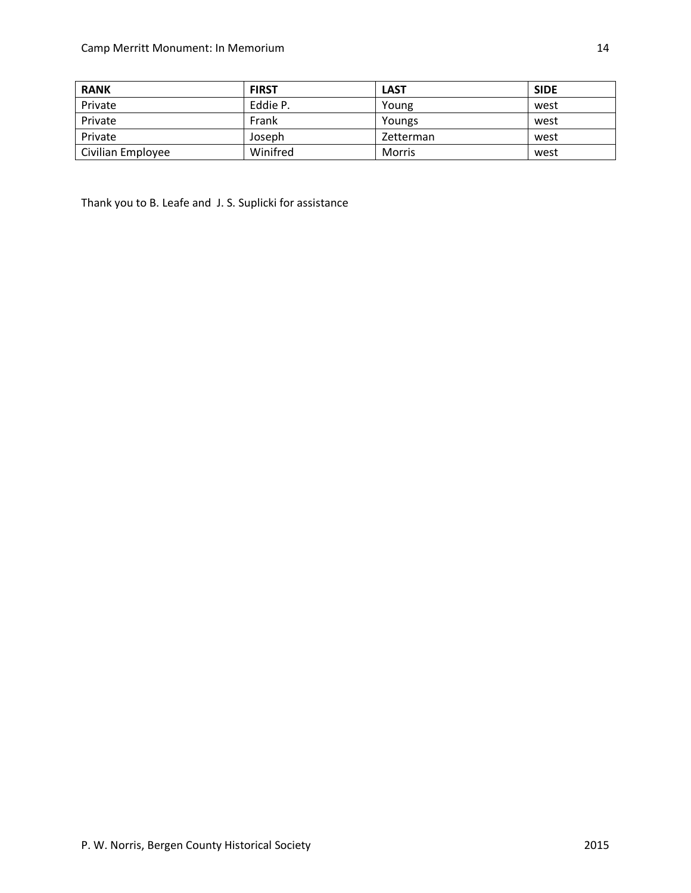| RANK | FIRST | LAST | SIDE |
| --- | --- | --- | --- |
| Private | Eddie P. | Young | west |
| Private | Frank | Youngs | west |
| Private | Joseph | Zetterman | west |
| Civilian Employee | Winifred | Morris | west |

Thank you to B. Leafe and J. S. Suplicki for assistance